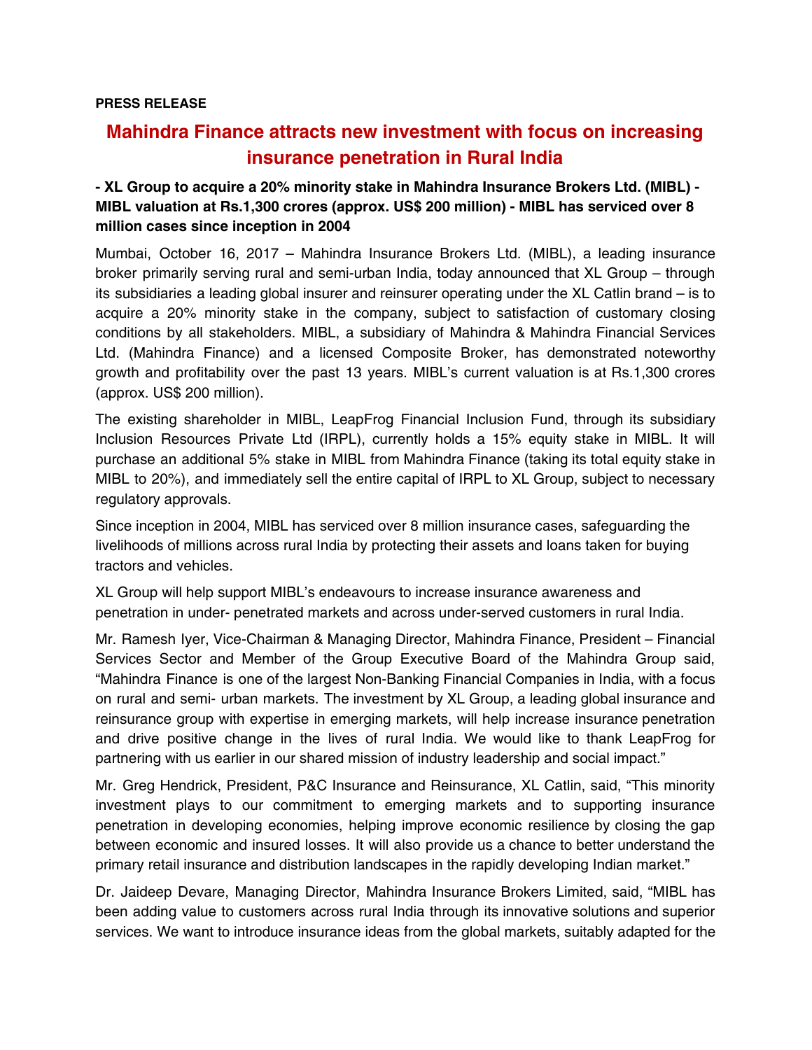**PRESS RELEASE**

# Mahindra Finance attracts new investment with focus on increasing insurance penetration in Rural India

**- XL Group to acquire a 20% minority stake in Mahindra Insurance Brokers Ltd. (MIBL) - MIBL valuation at Rs.1,300 crores (approx. US$ 200 million) - MIBL has serviced over 8 million cases since inception in 2004**

Mumbai, October 16, 2017 – Mahindra Insurance Brokers Ltd. (MIBL), a leading insurance broker primarily serving rural and semi-urban India, today announced that XL Group – through its subsidiaries a leading global insurer and reinsurer operating under the XL Catlin brand – is to acquire a 20% minority stake in the company, subject to satisfaction of customary closing conditions by all stakeholders. MIBL, a subsidiary of Mahindra & Mahindra Financial Services Ltd. (Mahindra Finance) and a licensed Composite Broker, has demonstrated noteworthy growth and profitability over the past 13 years. MIBL's current valuation is at Rs.1,300 crores (approx. US$ 200 million).

The existing shareholder in MIBL, LeapFrog Financial Inclusion Fund, through its subsidiary Inclusion Resources Private Ltd (IRPL), currently holds a 15% equity stake in MIBL. It will purchase an additional 5% stake in MIBL from Mahindra Finance (taking its total equity stake in MIBL to 20%), and immediately sell the entire capital of IRPL to XL Group, subject to necessary regulatory approvals.

Since inception in 2004, MIBL has serviced over 8 million insurance cases, safeguarding the livelihoods of millions across rural India by protecting their assets and loans taken for buying tractors and vehicles.

XL Group will help support MIBL's endeavours to increase insurance awareness and penetration in under- penetrated markets and across under-served customers in rural India.

Mr. Ramesh Iyer, Vice-Chairman & Managing Director, Mahindra Finance, President – Financial Services Sector and Member of the Group Executive Board of the Mahindra Group said, "Mahindra Finance is one of the largest Non-Banking Financial Companies in India, with a focus on rural and semi- urban markets. The investment by XL Group, a leading global insurance and reinsurance group with expertise in emerging markets, will help increase insurance penetration and drive positive change in the lives of rural India. We would like to thank LeapFrog for partnering with us earlier in our shared mission of industry leadership and social impact."

Mr. Greg Hendrick, President, P&C Insurance and Reinsurance, XL Catlin, said, "This minority investment plays to our commitment to emerging markets and to supporting insurance penetration in developing economies, helping improve economic resilience by closing the gap between economic and insured losses. It will also provide us a chance to better understand the primary retail insurance and distribution landscapes in the rapidly developing Indian market."

Dr. Jaideep Devare, Managing Director, Mahindra Insurance Brokers Limited, said, "MIBL has been adding value to customers across rural India through its innovative solutions and superior services. We want to introduce insurance ideas from the global markets, suitably adapted for the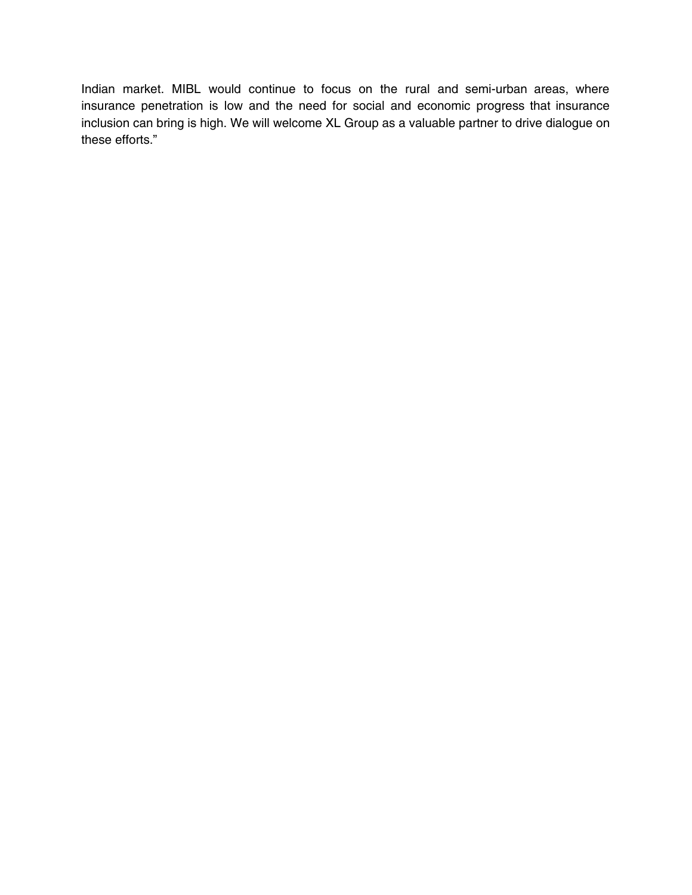Indian market. MIBL would continue to focus on the rural and semi-urban areas, where insurance penetration is low and the need for social and economic progress that insurance inclusion can bring is high. We will welcome XL Group as a valuable partner to drive dialogue on these efforts."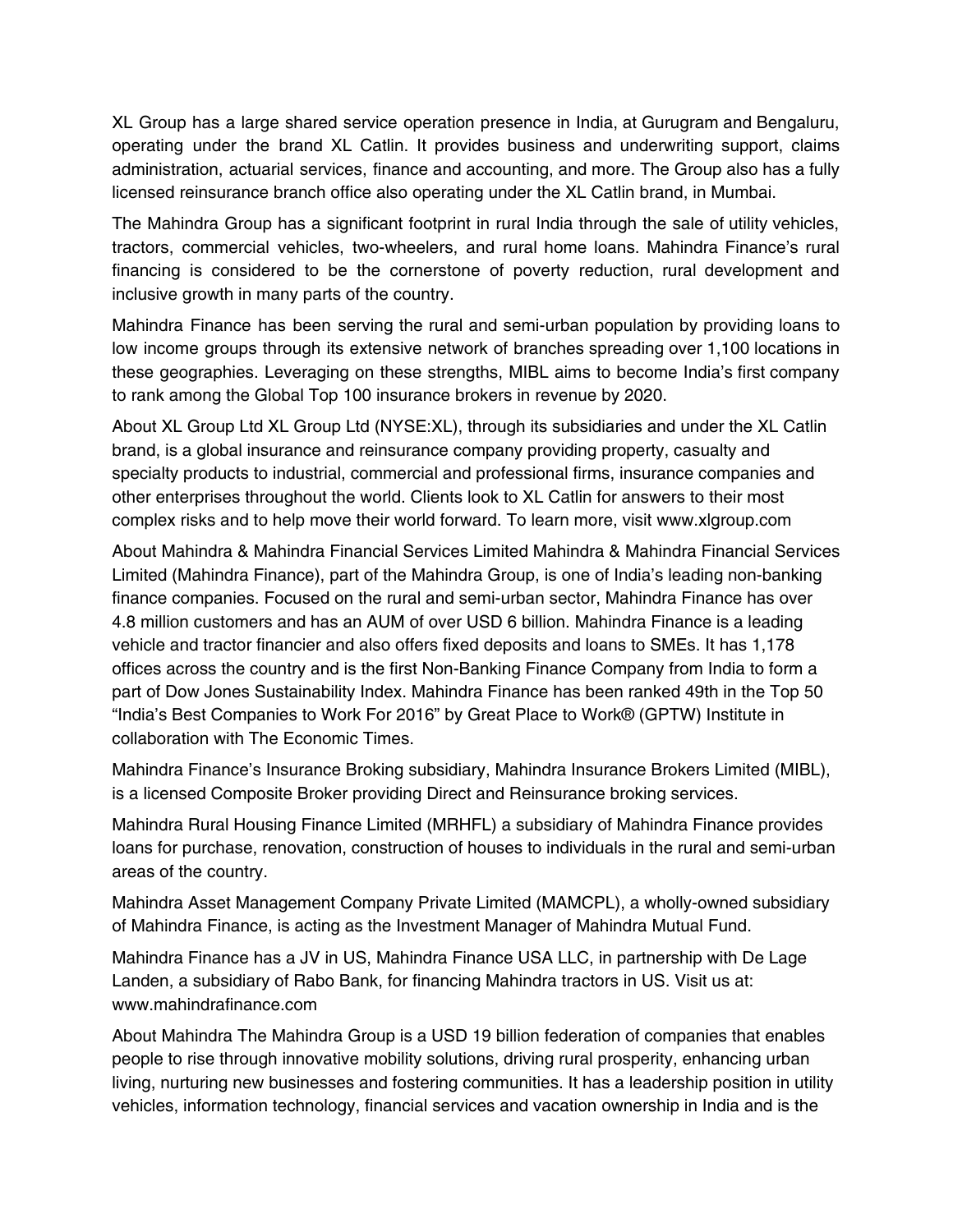XL Group has a large shared service operation presence in India, at Gurugram and Bengaluru, operating under the brand XL Catlin. It provides business and underwriting support, claims administration, actuarial services, finance and accounting, and more. The Group also has a fully licensed reinsurance branch office also operating under the XL Catlin brand, in Mumbai.

The Mahindra Group has a significant footprint in rural India through the sale of utility vehicles, tractors, commercial vehicles, two-wheelers, and rural home loans. Mahindra Finance's rural financing is considered to be the cornerstone of poverty reduction, rural development and inclusive growth in many parts of the country.

Mahindra Finance has been serving the rural and semi-urban population by providing loans to low income groups through its extensive network of branches spreading over 1,100 locations in these geographies. Leveraging on these strengths, MIBL aims to become India's first company to rank among the Global Top 100 insurance brokers in revenue by 2020.

About XL Group Ltd XL Group Ltd (NYSE:XL), through its subsidiaries and under the XL Catlin brand, is a global insurance and reinsurance company providing property, casualty and specialty products to industrial, commercial and professional firms, insurance companies and other enterprises throughout the world. Clients look to XL Catlin for answers to their most complex risks and to help move their world forward. To learn more, visit www.xlgroup.com

About Mahindra & Mahindra Financial Services Limited Mahindra & Mahindra Financial Services Limited (Mahindra Finance), part of the Mahindra Group, is one of India's leading non-banking finance companies. Focused on the rural and semi-urban sector, Mahindra Finance has over 4.8 million customers and has an AUM of over USD 6 billion. Mahindra Finance is a leading vehicle and tractor financier and also offers fixed deposits and loans to SMEs. It has 1,178 offices across the country and is the first Non-Banking Finance Company from India to form a part of Dow Jones Sustainability Index. Mahindra Finance has been ranked 49th in the Top 50 "India's Best Companies to Work For 2016" by Great Place to Work® (GPTW) Institute in collaboration with The Economic Times.

Mahindra Finance's Insurance Broking subsidiary, Mahindra Insurance Brokers Limited (MIBL), is a licensed Composite Broker providing Direct and Reinsurance broking services.

Mahindra Rural Housing Finance Limited (MRHFL) a subsidiary of Mahindra Finance provides loans for purchase, renovation, construction of houses to individuals in the rural and semi-urban areas of the country.

Mahindra Asset Management Company Private Limited (MAMCPL), a wholly-owned subsidiary of Mahindra Finance, is acting as the Investment Manager of Mahindra Mutual Fund.

Mahindra Finance has a JV in US, Mahindra Finance USA LLC, in partnership with De Lage Landen, a subsidiary of Rabo Bank, for financing Mahindra tractors in US. Visit us at: www.mahindrafinance.com

About Mahindra The Mahindra Group is a USD 19 billion federation of companies that enables people to rise through innovative mobility solutions, driving rural prosperity, enhancing urban living, nurturing new businesses and fostering communities. It has a leadership position in utility vehicles, information technology, financial services and vacation ownership in India and is the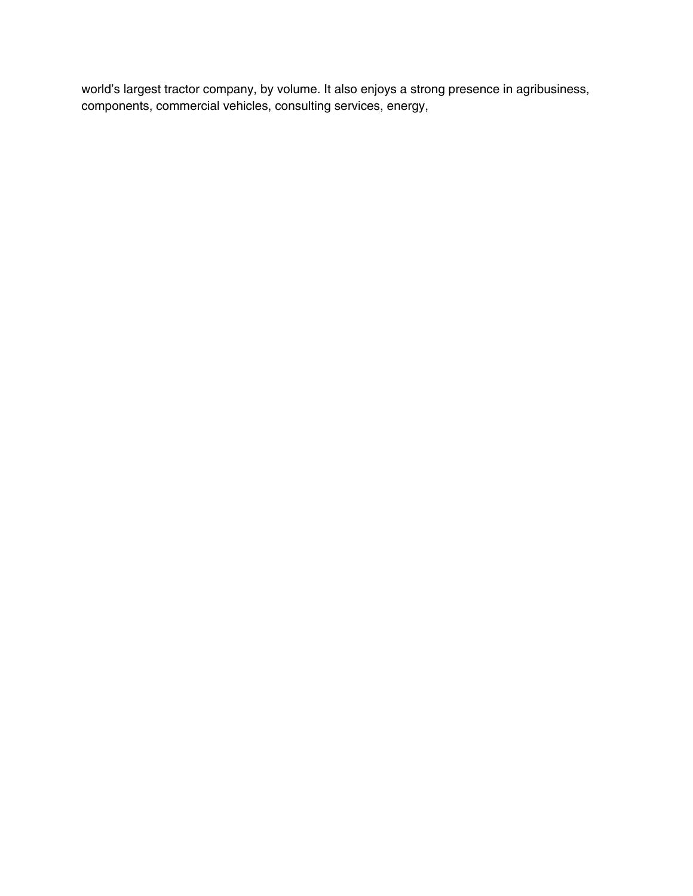world's largest tractor company, by volume. It also enjoys a strong presence in agribusiness, components, commercial vehicles, consulting services, energy,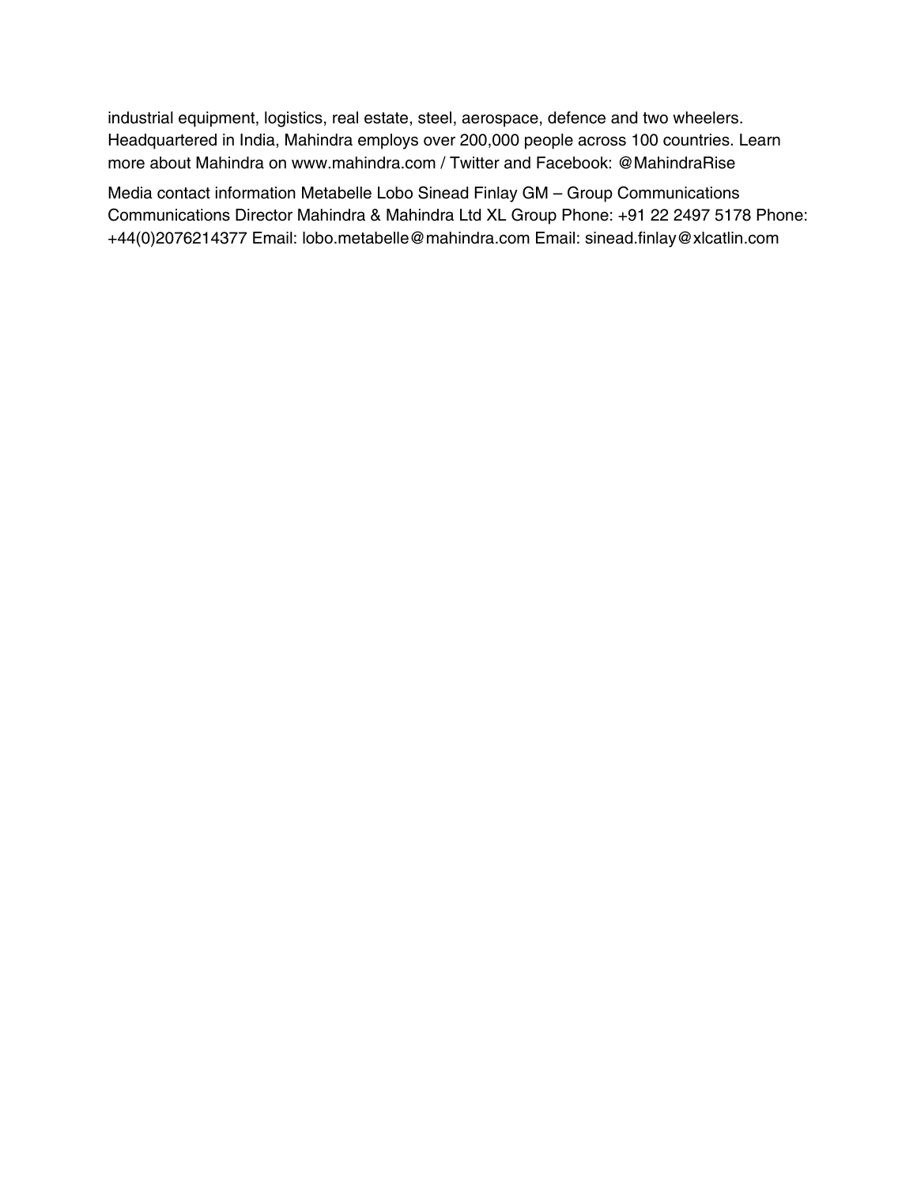industrial equipment, logistics, real estate, steel, aerospace, defence and two wheelers. Headquartered in India, Mahindra employs over 200,000 people across 100 countries. Learn more about Mahindra on www.mahindra.com / Twitter and Facebook: @MahindraRise

Media contact information Metabelle Lobo Sinead Finlay GM – Group Communications Communications Director Mahindra & Mahindra Ltd XL Group Phone: +91 22 2497 5178 Phone: +44(0)2076214377 Email: lobo.metabelle@mahindra.com Email: sinead.finlay@xlcatlin.com